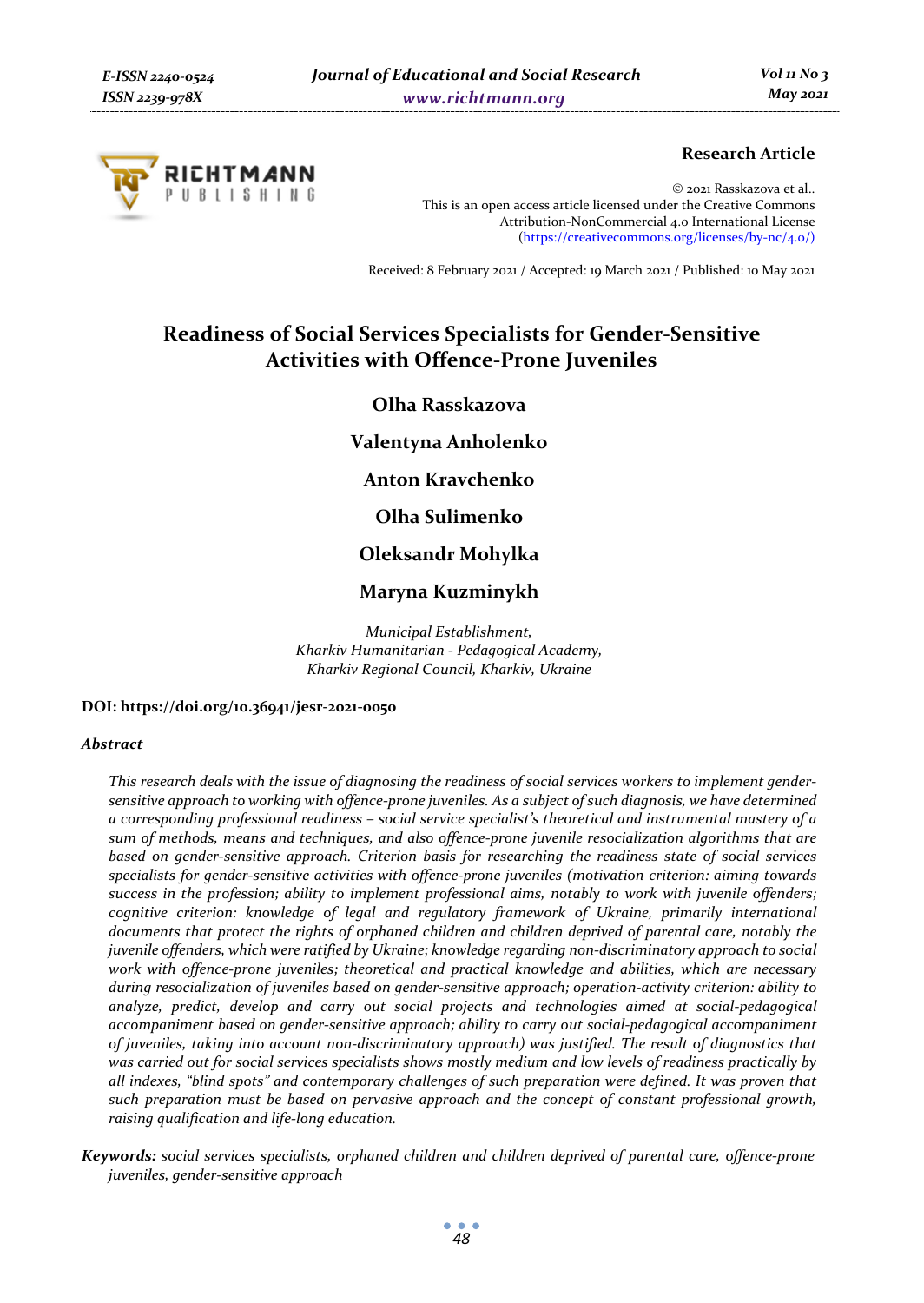**Research Article**

© 2021 Rasskazova et al..
This is an open access article licensed under the Creative Commons Attribution-NonCommercial 4.0 International License (https://creativecommons.org/licenses/by-nc/4.0/)

Received: 8 February 2021 / Accepted: 19 March 2021 / Published: 10 May 2021

# Readiness of Social Services Specialists for Gender-Sensitive Activities with Offence-Prone Juveniles

**Olha Rasskazova**

**Valentyna Anholenko**

**Anton Kravchenko**

**Olha Sulimenko**

**Oleksandr Mohylka**

**Maryna Kuzminykh**

*Municipal Establishment,*
*Kharkiv Humanitarian - Pedagogical Academy,*
*Kharkiv Regional Council, Kharkiv, Ukraine*

**DOI: https://doi.org/10.36941/jesr-2021-0050**

## *Abstract*

*This research deals with the issue of diagnosing the readiness of social services workers to implement gender-sensitive approach to working with offence-prone juveniles. As a subject of such diagnosis, we have determined a corresponding professional readiness – social service specialist's theoretical and instrumental mastery of a sum of methods, means and techniques, and also offence-prone juvenile resocialization algorithms that are based on gender-sensitive approach. Criterion basis for researching the readiness state of social services specialists for gender-sensitive activities with offence-prone juveniles (motivation criterion: aiming towards success in the profession; ability to implement professional aims, notably to work with juvenile offenders; cognitive criterion: knowledge of legal and regulatory framework of Ukraine, primarily international documents that protect the rights of orphaned children and children deprived of parental care, notably the juvenile offenders, which were ratified by Ukraine; knowledge regarding non-discriminatory approach to social work with offence-prone juveniles; theoretical and practical knowledge and abilities, which are necessary during resocialization of juveniles based on gender-sensitive approach; operation-activity criterion: ability to analyze, predict, develop and carry out social projects and technologies aimed at social-pedagogical accompaniment based on gender-sensitive approach; ability to carry out social-pedagogical accompaniment of juveniles, taking into account non-discriminatory approach) was justified. The result of diagnostics that was carried out for social services specialists shows mostly medium and low levels of readiness practically by all indexes, "blind spots" and contemporary challenges of such preparation were defined. It was proven that such preparation must be based on pervasive approach and the concept of constant professional growth, raising qualification and life-long education.*

***Keywords:*** *social services specialists, orphaned children and children deprived of parental care, offence-prone juveniles, gender-sensitive approach*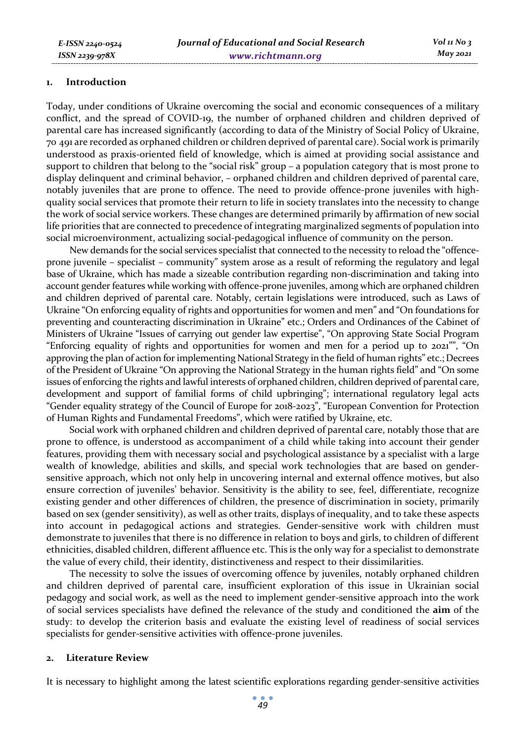## 1. Introduction

Today, under conditions of Ukraine overcoming the social and economic consequences of a military conflict, and the spread of COVID-19, the number of orphaned children and children deprived of parental care has increased significantly (according to data of the Ministry of Social Policy of Ukraine, 70 491 are recorded as orphaned children or children deprived of parental care). Social work is primarily understood as praxis-oriented field of knowledge, which is aimed at providing social assistance and support to children that belong to the "social risk" group – a population category that is most prone to display delinquent and criminal behavior, – orphaned children and children deprived of parental care, notably juveniles that are prone to offence. The need to provide offence-prone juveniles with high-quality social services that promote their return to life in society translates into the necessity to change the work of social service workers. These changes are determined primarily by affirmation of new social life priorities that are connected to precedence of integrating marginalized segments of population into social microenvironment, actualizing social-pedagogical influence of community on the person.

New demands for the social services specialist that connected to the necessity to reload the "offence-prone juvenile – specialist – community" system arose as a result of reforming the regulatory and legal base of Ukraine, which has made a sizeable contribution regarding non-discrimination and taking into account gender features while working with offence-prone juveniles, among which are orphaned children and children deprived of parental care. Notably, certain legislations were introduced, such as Laws of Ukraine "On enforcing equality of rights and opportunities for women and men" and "On foundations for preventing and counteracting discrimination in Ukraine" etc.; Orders and Ordinances of the Cabinet of Ministers of Ukraine "Issues of carrying out gender law expertise", "On approving State Social Program "Enforcing equality of rights and opportunities for women and men for a period up to 2021"", "On approving the plan of action for implementing National Strategy in the field of human rights" etc.; Decrees of the President of Ukraine "On approving the National Strategy in the human rights field" and "On some issues of enforcing the rights and lawful interests of orphaned children, children deprived of parental care, development and support of familial forms of child upbringing"; international regulatory legal acts "Gender equality strategy of the Council of Europe for 2018-2023", "European Convention for Protection of Human Rights and Fundamental Freedoms", which were ratified by Ukraine, etc.

Social work with orphaned children and children deprived of parental care, notably those that are prone to offence, is understood as accompaniment of a child while taking into account their gender features, providing them with necessary social and psychological assistance by a specialist with a large wealth of knowledge, abilities and skills, and special work technologies that are based on gender-sensitive approach, which not only help in uncovering internal and external offence motives, but also ensure correction of juveniles' behavior. Sensitivity is the ability to see, feel, differentiate, recognize existing gender and other differences of children, the presence of discrimination in society, primarily based on sex (gender sensitivity), as well as other traits, displays of inequality, and to take these aspects into account in pedagogical actions and strategies. Gender-sensitive work with children must demonstrate to juveniles that there is no difference in relation to boys and girls, to children of different ethnicities, disabled children, different affluence etc. This is the only way for a specialist to demonstrate the value of every child, their identity, distinctiveness and respect to their dissimilarities.

The necessity to solve the issues of overcoming offence by juveniles, notably orphaned children and children deprived of parental care, insufficient exploration of this issue in Ukrainian social pedagogy and social work, as well as the need to implement gender-sensitive approach into the work of social services specialists have defined the relevance of the study and conditioned the **aim** of the study: to develop the criterion basis and evaluate the existing level of readiness of social services specialists for gender-sensitive activities with offence-prone juveniles.

## 2. Literature Review

It is necessary to highlight among the latest scientific explorations regarding gender-sensitive activities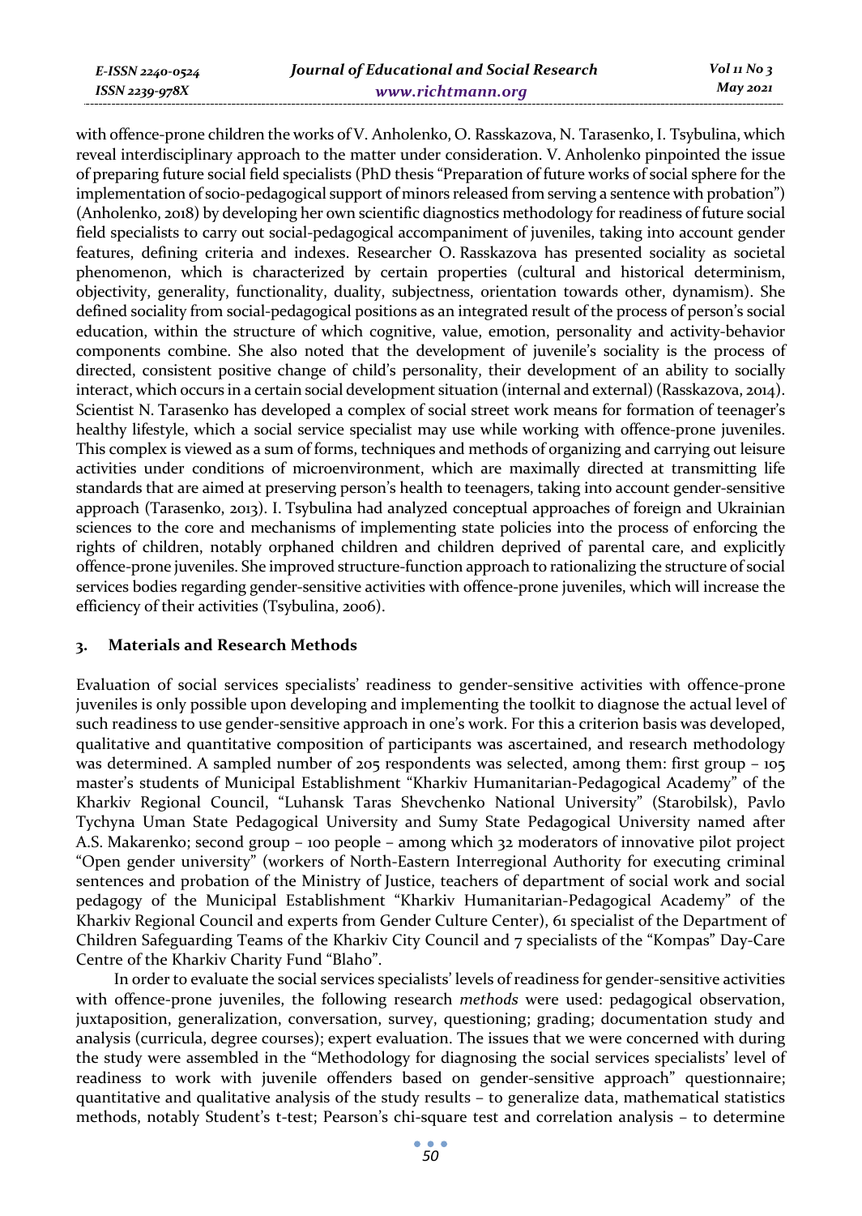with offence-prone children the works of V. Anholenko, O. Rasskazova, N. Tarasenko, I. Tsybulina, which reveal interdisciplinary approach to the matter under consideration. V. Anholenko pinpointed the issue of preparing future social field specialists (PhD thesis "Preparation of future works of social sphere for the implementation of socio-pedagogical support of minors released from serving a sentence with probation") (Anholenko, 2018) by developing her own scientific diagnostics methodology for readiness of future social field specialists to carry out social-pedagogical accompaniment of juveniles, taking into account gender features, defining criteria and indexes. Researcher O. Rasskazova has presented sociality as societal phenomenon, which is characterized by certain properties (cultural and historical determinism, objectivity, generality, functionality, duality, subjectness, orientation towards other, dynamism). She defined sociality from social-pedagogical positions as an integrated result of the process of person's social education, within the structure of which cognitive, value, emotion, personality and activity-behavior components combine. She also noted that the development of juvenile's sociality is the process of directed, consistent positive change of child's personality, their development of an ability to socially interact, which occurs in a certain social development situation (internal and external) (Rasskazova, 2014). Scientist N. Tarasenko has developed a complex of social street work means for formation of teenager's healthy lifestyle, which a social service specialist may use while working with offence-prone juveniles. This complex is viewed as a sum of forms, techniques and methods of organizing and carrying out leisure activities under conditions of microenvironment, which are maximally directed at transmitting life standards that are aimed at preserving person's health to teenagers, taking into account gender-sensitive approach (Tarasenko, 2013). I. Tsybulina had analyzed conceptual approaches of foreign and Ukrainian sciences to the core and mechanisms of implementing state policies into the process of enforcing the rights of children, notably orphaned children and children deprived of parental care, and explicitly offence-prone juveniles. She improved structure-function approach to rationalizing the structure of social services bodies regarding gender-sensitive activities with offence-prone juveniles, which will increase the efficiency of their activities (Tsybulina, 2006).

## 3. Materials and Research Methods

Evaluation of social services specialists' readiness to gender-sensitive activities with offence-prone juveniles is only possible upon developing and implementing the toolkit to diagnose the actual level of such readiness to use gender-sensitive approach in one's work. For this a criterion basis was developed, qualitative and quantitative composition of participants was ascertained, and research methodology was determined. A sampled number of 205 respondents was selected, among them: first group – 105 master's students of Municipal Establishment "Kharkiv Humanitarian-Pedagogical Academy" of the Kharkiv Regional Council, "Luhansk Taras Shevchenko National University" (Starobilsk), Pavlo Tychyna Uman State Pedagogical University and Sumy State Pedagogical University named after A.S. Makarenko; second group – 100 people – among which 32 moderators of innovative pilot project "Open gender university" (workers of North-Eastern Interregional Authority for executing criminal sentences and probation of the Ministry of Justice, teachers of department of social work and social pedagogy of the Municipal Establishment "Kharkiv Humanitarian-Pedagogical Academy" of the Kharkiv Regional Council and experts from Gender Culture Center), 61 specialist of the Department of Children Safeguarding Teams of the Kharkiv City Council and 7 specialists of the "Kompas" Day-Care Centre of the Kharkiv Charity Fund "Blaho".

In order to evaluate the social services specialists' levels of readiness for gender-sensitive activities with offence-prone juveniles, the following research *methods* were used: pedagogical observation, juxtaposition, generalization, conversation, survey, questioning; grading; documentation study and analysis (curricula, degree courses); expert evaluation. The issues that we were concerned with during the study were assembled in the "Methodology for diagnosing the social services specialists' level of readiness to work with juvenile offenders based on gender-sensitive approach" questionnaire; quantitative and qualitative analysis of the study results – to generalize data, mathematical statistics methods, notably Student's t-test; Pearson's chi-square test and correlation analysis – to determine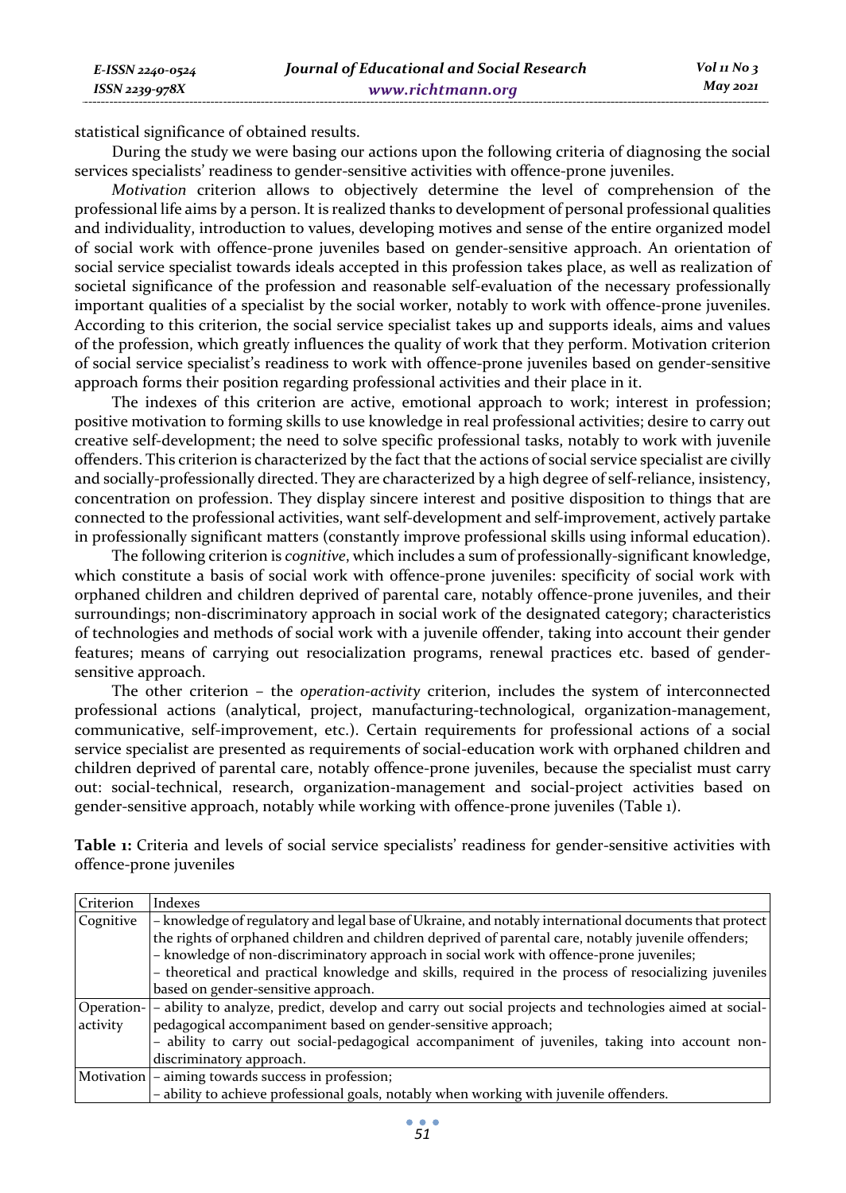statistical significance of obtained results.

During the study we were basing our actions upon the following criteria of diagnosing the social services specialists' readiness to gender-sensitive activities with offence-prone juveniles.

*Motivation* criterion allows to objectively determine the level of comprehension of the professional life aims by a person. It is realized thanks to development of personal professional qualities and individuality, introduction to values, developing motives and sense of the entire organized model of social work with offence-prone juveniles based on gender-sensitive approach. An orientation of social service specialist towards ideals accepted in this profession takes place, as well as realization of societal significance of the profession and reasonable self-evaluation of the necessary professionally important qualities of a specialist by the social worker, notably to work with offence-prone juveniles. According to this criterion, the social service specialist takes up and supports ideals, aims and values of the profession, which greatly influences the quality of work that they perform. Motivation criterion of social service specialist's readiness to work with offence-prone juveniles based on gender-sensitive approach forms their position regarding professional activities and their place in it.

The indexes of this criterion are active, emotional approach to work; interest in profession; positive motivation to forming skills to use knowledge in real professional activities; desire to carry out creative self-development; the need to solve specific professional tasks, notably to work with juvenile offenders. This criterion is characterized by the fact that the actions of social service specialist are civilly and socially-professionally directed. They are characterized by a high degree of self-reliance, insistency, concentration on profession. They display sincere interest and positive disposition to things that are connected to the professional activities, want self-development and self-improvement, actively partake in professionally significant matters (constantly improve professional skills using informal education).

The following criterion is *cognitive*, which includes a sum of professionally-significant knowledge, which constitute a basis of social work with offence-prone juveniles: specificity of social work with orphaned children and children deprived of parental care, notably offence-prone juveniles, and their surroundings; non-discriminatory approach in social work of the designated category; characteristics of technologies and methods of social work with a juvenile offender, taking into account their gender features; means of carrying out resocialization programs, renewal practices etc. based of gender-sensitive approach.

The other criterion – the *operation-activity* criterion, includes the system of interconnected professional actions (analytical, project, manufacturing-technological, organization-management, communicative, self-improvement, etc.). Certain requirements for professional actions of a social service specialist are presented as requirements of social-education work with orphaned children and children deprived of parental care, notably offence-prone juveniles, because the specialist must carry out: social-technical, research, organization-management and social-project activities based on gender-sensitive approach, notably while working with offence-prone juveniles (Table 1).

**Table 1:** Criteria and levels of social service specialists' readiness for gender-sensitive activities with offence-prone juveniles

| Criterion | Indexes |
|---|---|
| Cognitive | – knowledge of regulatory and legal base of Ukraine, and notably international documents that protect the rights of orphaned children and children deprived of parental care, notably juvenile offenders;<br>– knowledge of non-discriminatory approach in social work with offence-prone juveniles;<br>– theoretical and practical knowledge and skills, required in the process of resocializing juveniles based on gender-sensitive approach. |
| Operation-activity | – ability to analyze, predict, develop and carry out social projects and technologies aimed at social-pedagogical accompaniment based on gender-sensitive approach;<br>– ability to carry out social-pedagogical accompaniment of juveniles, taking into account non-discriminatory approach. |
| Motivation | – aiming towards success in profession;<br>– ability to achieve professional goals, notably when working with juvenile offenders. |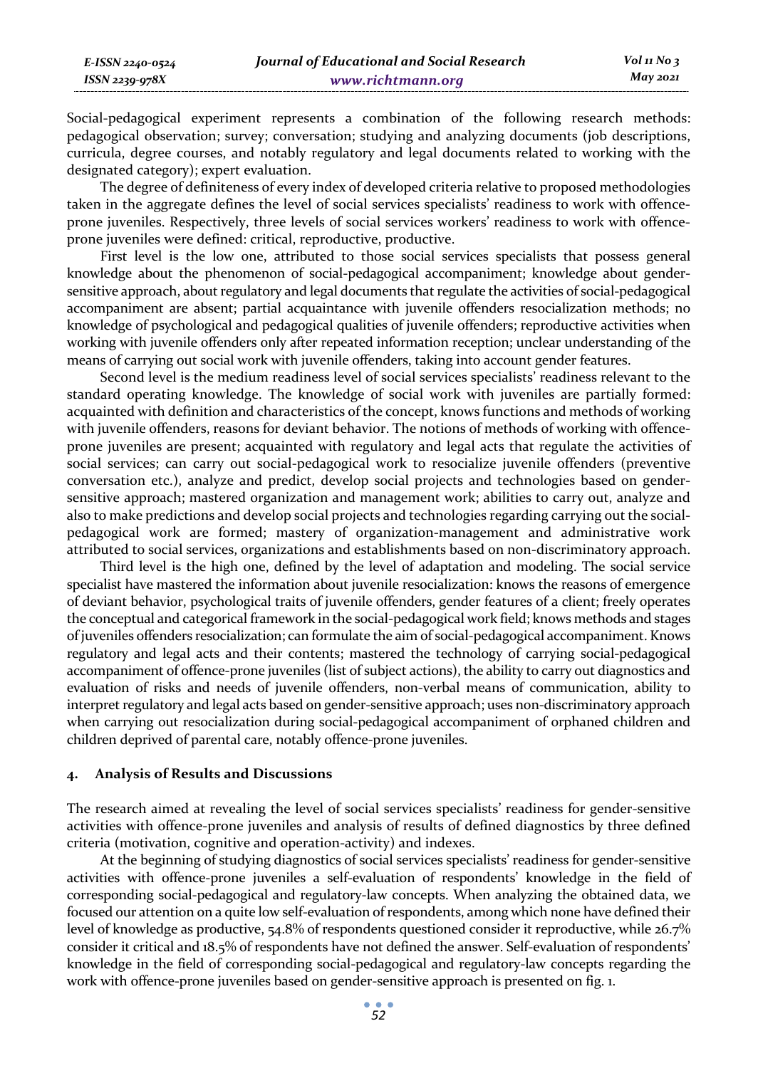Social-pedagogical experiment represents a combination of the following research methods: pedagogical observation; survey; conversation; studying and analyzing documents (job descriptions, curricula, degree courses, and notably regulatory and legal documents related to working with the designated category); expert evaluation.

The degree of definiteness of every index of developed criteria relative to proposed methodologies taken in the aggregate defines the level of social services specialists' readiness to work with offence-prone juveniles. Respectively, three levels of social services workers' readiness to work with offence-prone juveniles were defined: critical, reproductive, productive.

First level is the low one, attributed to those social services specialists that possess general knowledge about the phenomenon of social-pedagogical accompaniment; knowledge about gender-sensitive approach, about regulatory and legal documents that regulate the activities of social-pedagogical accompaniment are absent; partial acquaintance with juvenile offenders resocialization methods; no knowledge of psychological and pedagogical qualities of juvenile offenders; reproductive activities when working with juvenile offenders only after repeated information reception; unclear understanding of the means of carrying out social work with juvenile offenders, taking into account gender features.

Second level is the medium readiness level of social services specialists' readiness relevant to the standard operating knowledge. The knowledge of social work with juveniles are partially formed: acquainted with definition and characteristics of the concept, knows functions and methods of working with juvenile offenders, reasons for deviant behavior. The notions of methods of working with offence-prone juveniles are present; acquainted with regulatory and legal acts that regulate the activities of social services; can carry out social-pedagogical work to resocialize juvenile offenders (preventive conversation etc.), analyze and predict, develop social projects and technologies based on gender-sensitive approach; mastered organization and management work; abilities to carry out, analyze and also to make predictions and develop social projects and technologies regarding carrying out the social-pedagogical work are formed; mastery of organization-management and administrative work attributed to social services, organizations and establishments based on non-discriminatory approach.

Third level is the high one, defined by the level of adaptation and modeling. The social service specialist have mastered the information about juvenile resocialization: knows the reasons of emergence of deviant behavior, psychological traits of juvenile offenders, gender features of a client; freely operates the conceptual and categorical framework in the social-pedagogical work field; knows methods and stages of juveniles offenders resocialization; can formulate the aim of social-pedagogical accompaniment. Knows regulatory and legal acts and their contents; mastered the technology of carrying social-pedagogical accompaniment of offence-prone juveniles (list of subject actions), the ability to carry out diagnostics and evaluation of risks and needs of juvenile offenders, non-verbal means of communication, ability to interpret regulatory and legal acts based on gender-sensitive approach; uses non-discriminatory approach when carrying out resocialization during social-pedagogical accompaniment of orphaned children and children deprived of parental care, notably offence-prone juveniles.

## 4. Analysis of Results and Discussions

The research aimed at revealing the level of social services specialists' readiness for gender-sensitive activities with offence-prone juveniles and analysis of results of defined diagnostics by three defined criteria (motivation, cognitive and operation-activity) and indexes.

At the beginning of studying diagnostics of social services specialists' readiness for gender-sensitive activities with offence-prone juveniles a self-evaluation of respondents' knowledge in the field of corresponding social-pedagogical and regulatory-law concepts. When analyzing the obtained data, we focused our attention on a quite low self-evaluation of respondents, among which none have defined their level of knowledge as productive, 54.8% of respondents questioned consider it reproductive, while 26.7% consider it critical and 18.5% of respondents have not defined the answer. Self-evaluation of respondents' knowledge in the field of corresponding social-pedagogical and regulatory-law concepts regarding the work with offence-prone juveniles based on gender-sensitive approach is presented on fig. 1.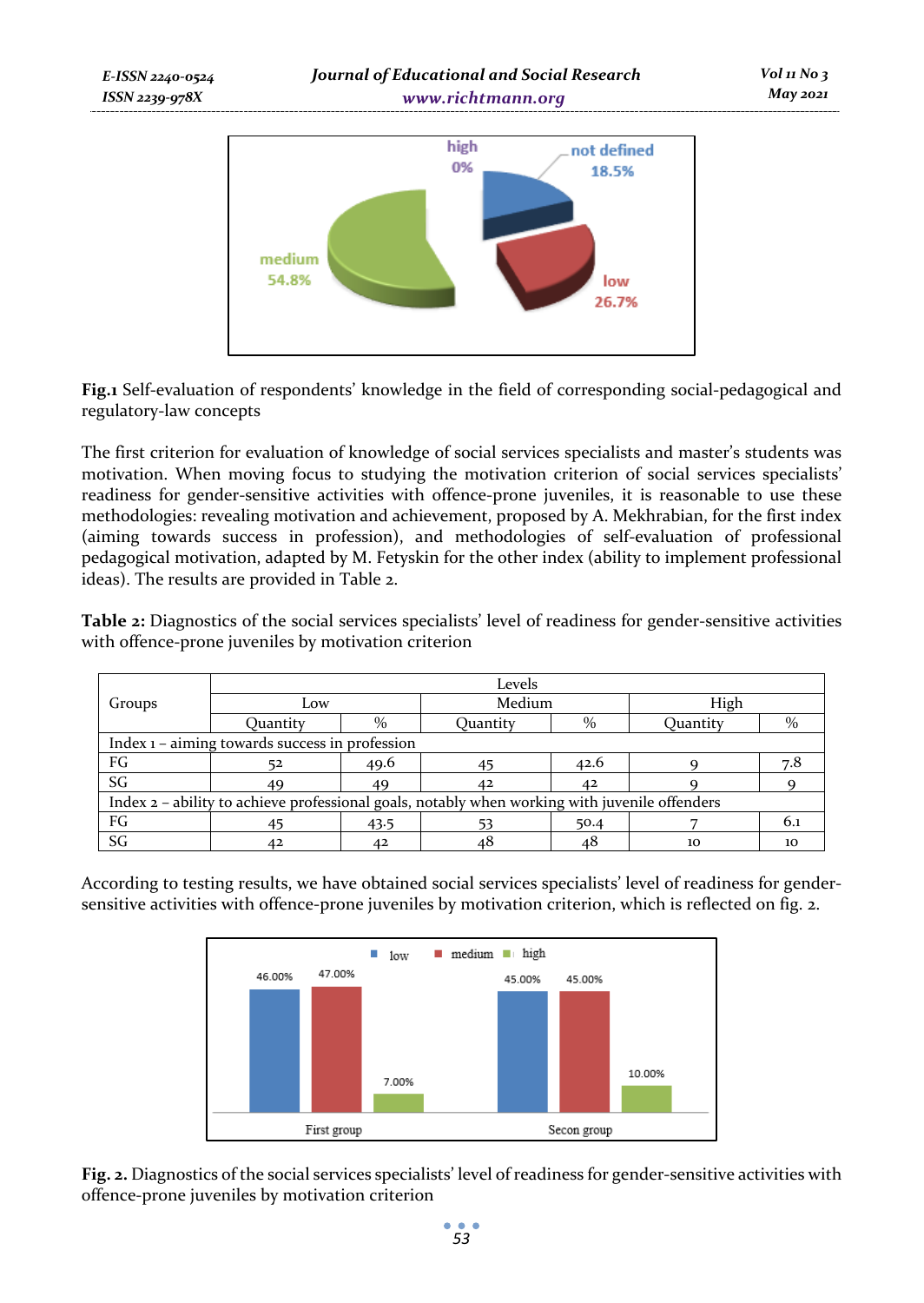**Fig.1** Self-evaluation of respondents' knowledge in the field of corresponding social-pedagogical and regulatory-law concepts

The first criterion for evaluation of knowledge of social services specialists and master's students was motivation. When moving focus to studying the motivation criterion of social services specialists' readiness for gender-sensitive activities with offence-prone juveniles, it is reasonable to use these methodologies: revealing motivation and achievement, proposed by A. Mekhrabian, for the first index (aiming towards success in profession), and methodologies of self-evaluation of professional pedagogical motivation, adapted by M. Fetyskin for the other index (ability to implement professional ideas). The results are provided in Table 2.

**Table 2:** Diagnostics of the social services specialists' level of readiness for gender-sensitive activities with offence-prone juveniles by motivation criterion

| Groups | Levels | | | | | |
|---|---|---|---|---|---|---|
| | Low | | Medium | | High | |
| | Quantity | % | Quantity | % | Quantity | % |
| Index 1 – aiming towards success in profession | | | | | | |
| FG | 52 | 49.6 | 45 | 42.6 | 9 | 7.8 |
| SG | 49 | 49 | 42 | 42 | 9 | 9 |
| Index 2 – ability to achieve professional goals, notably when working with juvenile offenders | | | | | | |
| FG | 45 | 43.5 | 53 | 50.4 | 7 | 6.1 |
| SG | 42 | 42 | 48 | 48 | 10 | 10 |

According to testing results, we have obtained social services specialists' level of readiness for gender-sensitive activities with offence-prone juveniles by motivation criterion, which is reflected on fig. 2.

**Fig. 2.** Diagnostics of the social services specialists' level of readiness for gender-sensitive activities with offence-prone juveniles by motivation criterion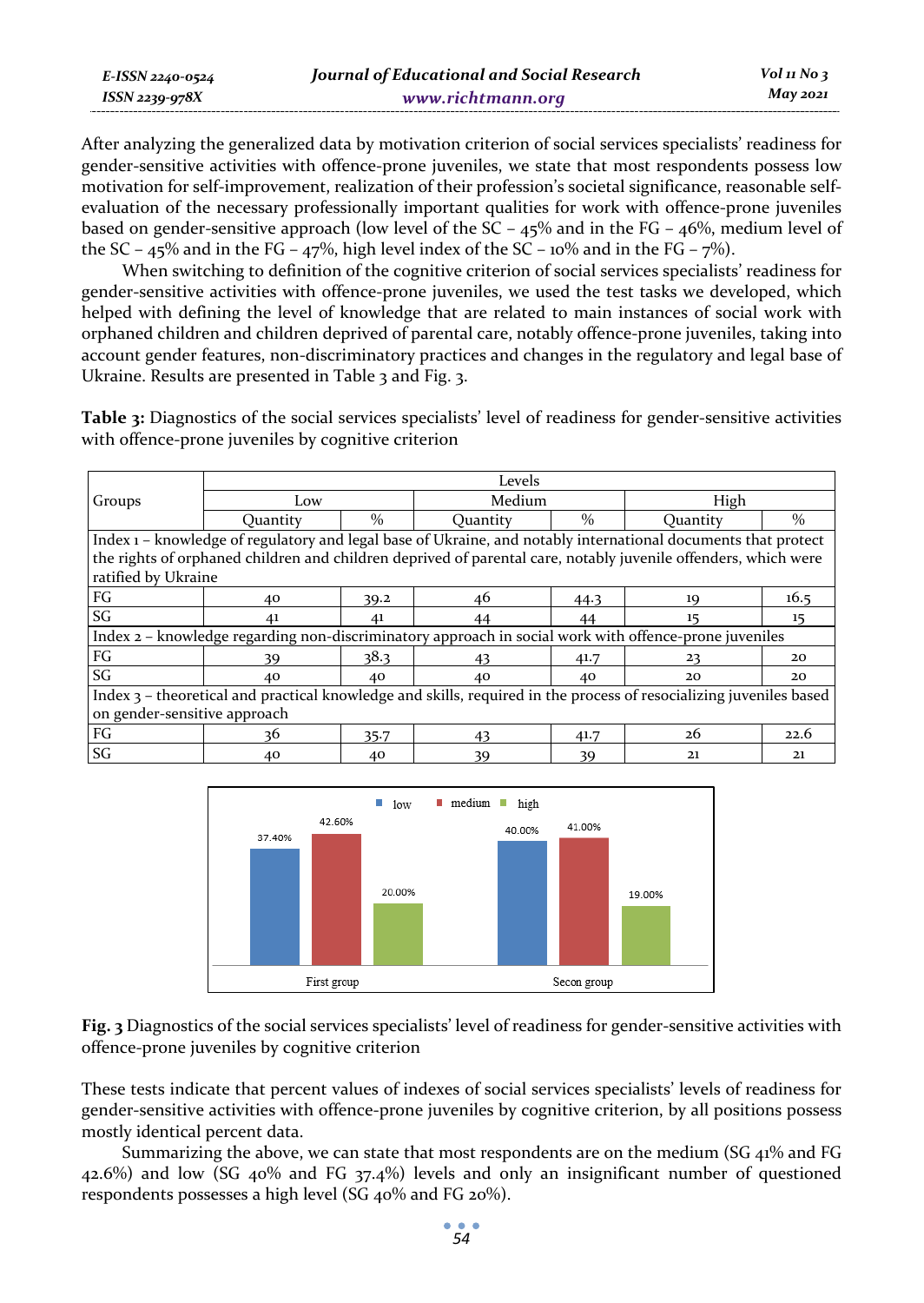After analyzing the generalized data by motivation criterion of social services specialists' readiness for gender-sensitive activities with offence-prone juveniles, we state that most respondents possess low motivation for self-improvement, realization of their profession's societal significance, reasonable self-evaluation of the necessary professionally important qualities for work with offence-prone juveniles based on gender-sensitive approach (low level of the SC – 45% and in the FG – 46%, medium level of the SC – 45% and in the FG – 47%, high level index of the SC – 10% and in the FG – 7%).

When switching to definition of the cognitive criterion of social services specialists' readiness for gender-sensitive activities with offence-prone juveniles, we used the test tasks we developed, which helped with defining the level of knowledge that are related to main instances of social work with orphaned children and children deprived of parental care, notably offence-prone juveniles, taking into account gender features, non-discriminatory practices and changes in the regulatory and legal base of Ukraine. Results are presented in Table 3 and Fig. 3.

**Table 3:** Diagnostics of the social services specialists' level of readiness for gender-sensitive activities with offence-prone juveniles by cognitive criterion

| Groups | Levels | | | | | |
|---|---|---|---|---|---|---|
| | Low | | Medium | | High | |
| | Quantity | % | Quantity | % | Quantity | % |
| Index 1 – knowledge of regulatory and legal base of Ukraine, and notably international documents that protect the rights of orphaned children and children deprived of parental care, notably juvenile offenders, which were ratified by Ukraine | | | | | | |
| FG | 40 | 39.2 | 46 | 44.3 | 19 | 16.5 |
| SG | 41 | 41 | 44 | 44 | 15 | 15 |
| Index 2 – knowledge regarding non-discriminatory approach in social work with offence-prone juveniles | | | | | | |
| FG | 39 | 38.3 | 43 | 41.7 | 23 | 20 |
| SG | 40 | 40 | 40 | 40 | 20 | 20 |
| Index 3 – theoretical and practical knowledge and skills, required in the process of resocializing juveniles based on gender-sensitive approach | | | | | | |
| FG | 36 | 35.7 | 43 | 41.7 | 26 | 22.6 |
| SG | 40 | 40 | 39 | 39 | 21 | 21 |

| | low | medium | high |
|---|---|---|---|
| First group | 37.40% | 42.60% | 20.00% |
| Secon group | 40.00% | 41.00% | 19.00% |

**Fig. 3** Diagnostics of the social services specialists' level of readiness for gender-sensitive activities with offence-prone juveniles by cognitive criterion

These tests indicate that percent values of indexes of social services specialists' levels of readiness for gender-sensitive activities with offence-prone juveniles by cognitive criterion, by all positions possess mostly identical percent data.

Summarizing the above, we can state that most respondents are on the medium (SG 41% and FG 42.6%) and low (SG 40% and FG 37.4%) levels and only an insignificant number of questioned respondents possesses a high level (SG 40% and FG 20%).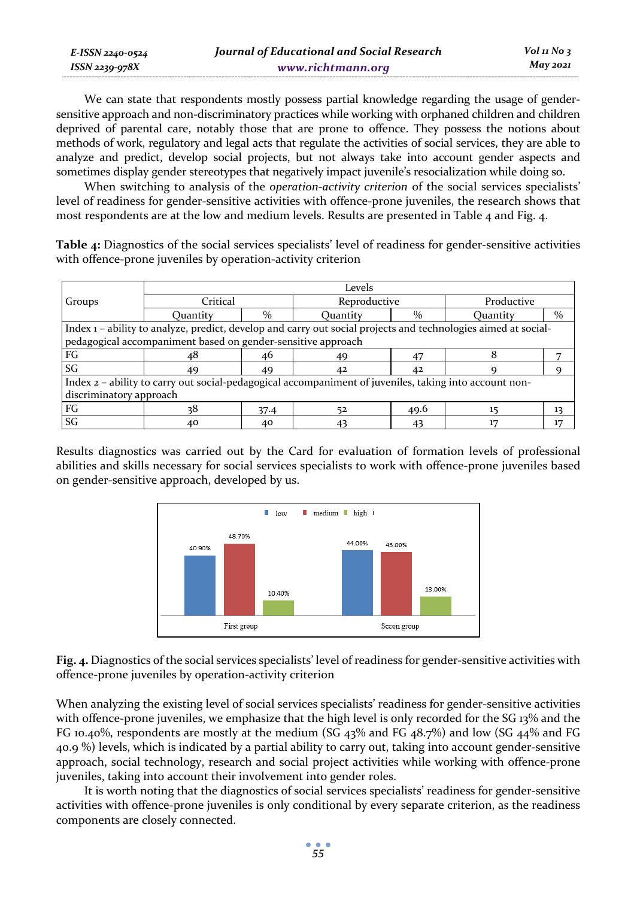We can state that respondents mostly possess partial knowledge regarding the usage of gender-sensitive approach and non-discriminatory practices while working with orphaned children and children deprived of parental care, notably those that are prone to offence. They possess the notions about methods of work, regulatory and legal acts that regulate the activities of social services, they are able to analyze and predict, develop social projects, but not always take into account gender aspects and sometimes display gender stereotypes that negatively impact juvenile's resocialization while doing so.

When switching to analysis of the *operation-activity criterion* of the social services specialists' level of readiness for gender-sensitive activities with offence-prone juveniles, the research shows that most respondents are at the low and medium levels. Results are presented in Table 4 and Fig. 4.

**Table 4:** Diagnostics of the social services specialists' level of readiness for gender-sensitive activities with offence-prone juveniles by operation-activity criterion

| Groups | Levels | | | | | |
|---|---|---|---|---|---|---|
| | Critical | | Reproductive | | Productive | |
| | Quantity | % | Quantity | % | Quantity | % |
| Index 1 – ability to analyze, predict, develop and carry out social projects and technologies aimed at social-pedagogical accompaniment based on gender-sensitive approach | | | | | | |
| FG | 48 | 46 | 49 | 47 | 8 | 7 |
| SG | 49 | 49 | 42 | 42 | 9 | 9 |
| Index 2 – ability to carry out social-pedagogical accompaniment of juveniles, taking into account non-discriminatory approach | | | | | | |
| FG | 38 | 37.4 | 52 | 49.6 | 15 | 13 |
| SG | 40 | 40 | 43 | 43 | 17 | 17 |

Results diagnostics was carried out by the Card for evaluation of formation levels of professional abilities and skills necessary for social services specialists to work with offence-prone juveniles based on gender-sensitive approach, developed by us.

| | low | medium | high |
|---|---|---|---|
| First group | 40.90% | 48.70% | 10.40% |
| Secon group | 44.00% | 43.00% | 13.00% |

**Fig. 4.** Diagnostics of the social services specialists' level of readiness for gender-sensitive activities with offence-prone juveniles by operation-activity criterion

When analyzing the existing level of social services specialists' readiness for gender-sensitive activities with offence-prone juveniles, we emphasize that the high level is only recorded for the SG 13% and the FG 10.40%, respondents are mostly at the medium (SG 43% and FG 48.7%) and low (SG 44% and FG 40.9 %) levels, which is indicated by a partial ability to carry out, taking into account gender-sensitive approach, social technology, research and social project activities while working with offence-prone juveniles, taking into account their involvement into gender roles.

It is worth noting that the diagnostics of social services specialists' readiness for gender-sensitive activities with offence-prone juveniles is only conditional by every separate criterion, as the readiness components are closely connected.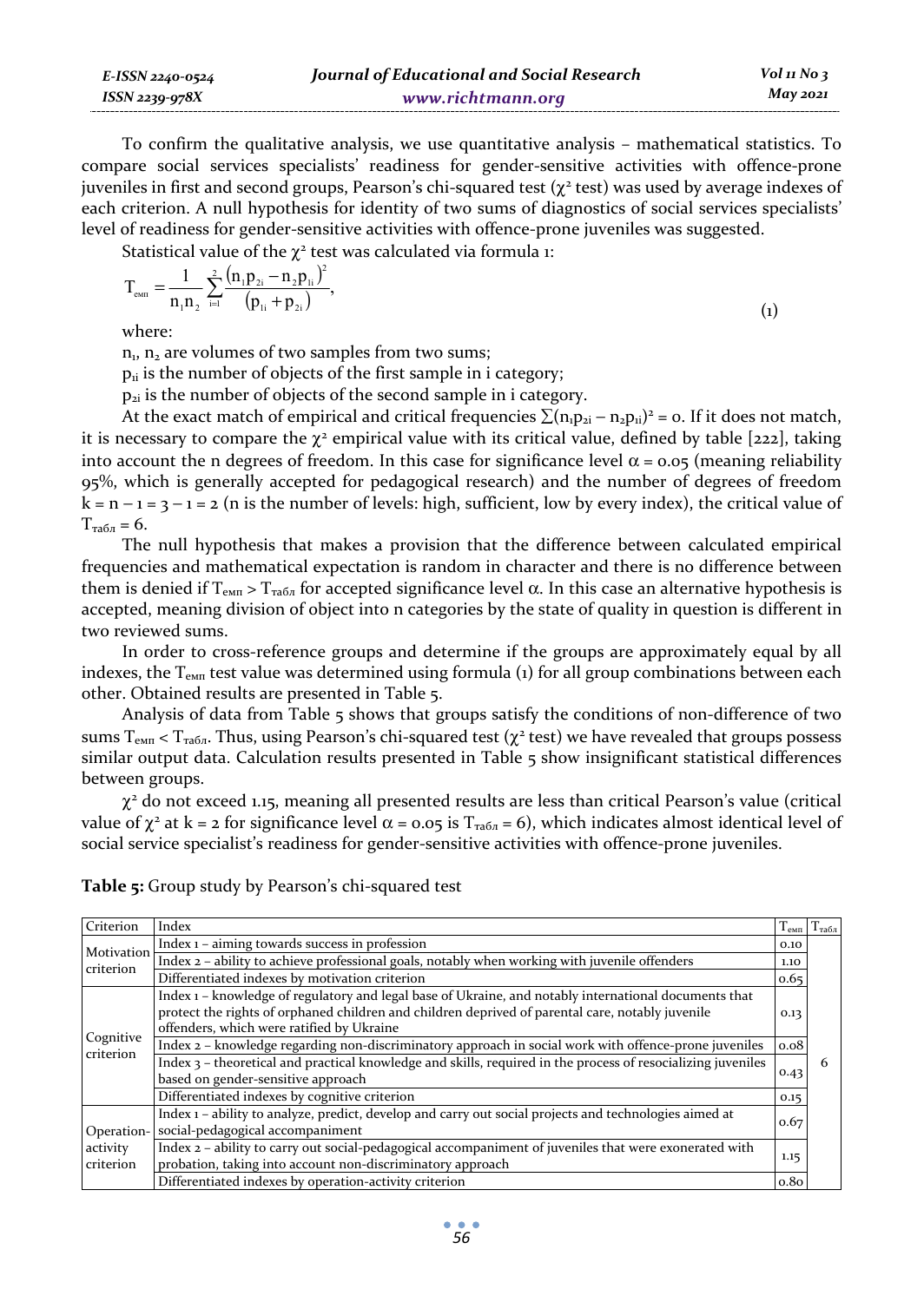To confirm the qualitative analysis, we use quantitative analysis – mathematical statistics. To compare social services specialists' readiness for gender-sensitive activities with offence-prone juveniles in first and second groups, Pearson's chi-squared test ($\chi^2$ test) was used by average indexes of each criterion. A null hypothesis for identity of two sums of diagnostics of social services specialists' level of readiness for gender-sensitive activities with offence-prone juveniles was suggested.

Statistical value of the $\chi^2$ test was calculated via formula 1:

$$T_{емп} = \frac{1}{n_1 n_2} \sum_{i=1}^{2} \frac{(n_1 p_{2i} - n_2 p_{1i})^2}{(p_{1i} + p_{2i})}, \tag{1}$$

where:

$n_1$, $n_2$ are volumes of two samples from two sums;

$p_{1i}$ is the number of objects of the first sample in i category;

$p_{2i}$ is the number of objects of the second sample in i category.

At the exact match of empirical and critical frequencies $\sum(n_1 p_{2i} - n_2 p_{1i})^2 = 0$. If it does not match, it is necessary to compare the $\chi^2$ empirical value with its critical value, defined by table [222], taking into account the n degrees of freedom. In this case for significance level $\alpha = 0.05$ (meaning reliability 95%, which is generally accepted for pedagogical research) and the number of degrees of freedom $k = n - 1 = 3 - 1 = 2$ (n is the number of levels: high, sufficient, low by every index), the critical value of $T_{табл} = 6$.

The null hypothesis that makes a provision that the difference between calculated empirical frequencies and mathematical expectation is random in character and there is no difference between them is denied if $T_{емп} > T_{табл}$ for accepted significance level $\alpha$. In this case an alternative hypothesis is accepted, meaning division of object into n categories by the state of quality in question is different in two reviewed sums.

In order to cross-reference groups and determine if the groups are approximately equal by all indexes, the $T_{емп}$ test value was determined using formula (1) for all group combinations between each other. Obtained results are presented in Table 5.

Analysis of data from Table 5 shows that groups satisfy the conditions of non-difference of two sums $T_{емп} < T_{табл}$. Thus, using Pearson's chi-squared test ($\chi^2$ test) we have revealed that groups possess similar output data. Calculation results presented in Table 5 show insignificant statistical differences between groups.

$\chi^2$ do not exceed 1.15, meaning all presented results are less than critical Pearson's value (critical value of $\chi^2$ at $k = 2$ for significance level $\alpha = 0.05$ is $T_{табл} = 6$), which indicates almost identical level of social service specialist's readiness for gender-sensitive activities with offence-prone juveniles.

**Table 5:** Group study by Pearson's chi-squared test

| Criterion | Index | $T_{емп}$ | $T_{табл}$ |
|---|---|---|---|
| Motivation criterion | Index 1 – aiming towards success in profession | 0.10 | 6 |
| | Index 2 – ability to achieve professional goals, notably when working with juvenile offenders | 1.10 | |
| | Differentiated indexes by motivation criterion | 0.65 | |
| Cognitive criterion | Index 1 – knowledge of regulatory and legal base of Ukraine, and notably international documents that protect the rights of orphaned children and children deprived of parental care, notably juvenile offenders, which were ratified by Ukraine | 0.13 | |
| | Index 2 – knowledge regarding non-discriminatory approach in social work with offence-prone juveniles | 0.08 | |
| | Index 3 – theoretical and practical knowledge and skills, required in the process of resocializing juveniles based on gender-sensitive approach | 0.43 | |
| | Differentiated indexes by cognitive criterion | 0.15 | |
| Operation-activity criterion | Index 1 – ability to analyze, predict, develop and carry out social projects and technologies aimed at social-pedagogical accompaniment | 0.67 | |
| | Index 2 – ability to carry out social-pedagogical accompaniment of juveniles that were exonerated with probation, taking into account non-discriminatory approach | 1.15 | |
| | Differentiated indexes by operation-activity criterion | 0.80 | |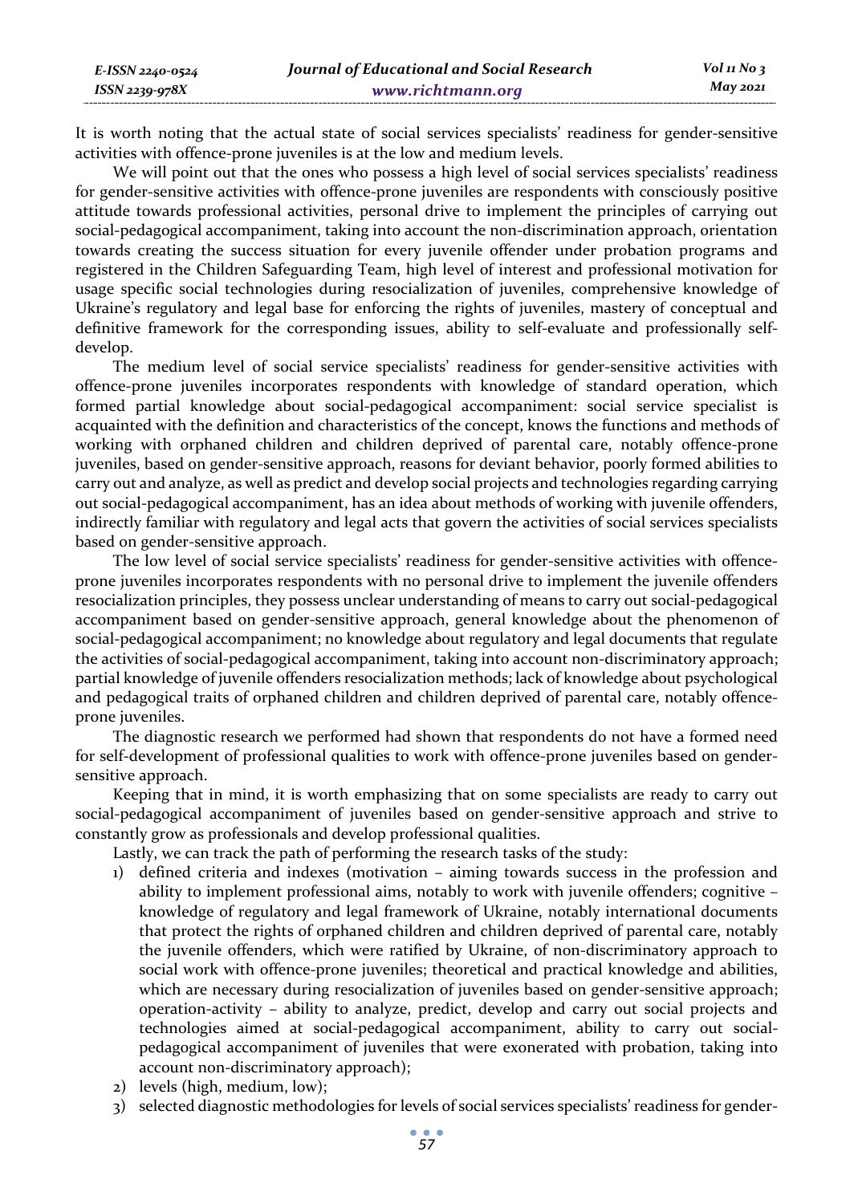It is worth noting that the actual state of social services specialists' readiness for gender-sensitive activities with offence-prone juveniles is at the low and medium levels.

We will point out that the ones who possess a high level of social services specialists' readiness for gender-sensitive activities with offence-prone juveniles are respondents with consciously positive attitude towards professional activities, personal drive to implement the principles of carrying out social-pedagogical accompaniment, taking into account the non-discrimination approach, orientation towards creating the success situation for every juvenile offender under probation programs and registered in the Children Safeguarding Team, high level of interest and professional motivation for usage specific social technologies during resocialization of juveniles, comprehensive knowledge of Ukraine's regulatory and legal base for enforcing the rights of juveniles, mastery of conceptual and definitive framework for the corresponding issues, ability to self-evaluate and professionally self-develop.

The medium level of social service specialists' readiness for gender-sensitive activities with offence-prone juveniles incorporates respondents with knowledge of standard operation, which formed partial knowledge about social-pedagogical accompaniment: social service specialist is acquainted with the definition and characteristics of the concept, knows the functions and methods of working with orphaned children and children deprived of parental care, notably offence-prone juveniles, based on gender-sensitive approach, reasons for deviant behavior, poorly formed abilities to carry out and analyze, as well as predict and develop social projects and technologies regarding carrying out social-pedagogical accompaniment, has an idea about methods of working with juvenile offenders, indirectly familiar with regulatory and legal acts that govern the activities of social services specialists based on gender-sensitive approach.

The low level of social service specialists' readiness for gender-sensitive activities with offence-prone juveniles incorporates respondents with no personal drive to implement the juvenile offenders resocialization principles, they possess unclear understanding of means to carry out social-pedagogical accompaniment based on gender-sensitive approach, general knowledge about the phenomenon of social-pedagogical accompaniment; no knowledge about regulatory and legal documents that regulate the activities of social-pedagogical accompaniment, taking into account non-discriminatory approach; partial knowledge of juvenile offenders resocialization methods; lack of knowledge about psychological and pedagogical traits of orphaned children and children deprived of parental care, notably offence-prone juveniles.

The diagnostic research we performed had shown that respondents do not have a formed need for self-development of professional qualities to work with offence-prone juveniles based on gender-sensitive approach.

Keeping that in mind, it is worth emphasizing that on some specialists are ready to carry out social-pedagogical accompaniment of juveniles based on gender-sensitive approach and strive to constantly grow as professionals and develop professional qualities.

Lastly, we can track the path of performing the research tasks of the study:

1) defined criteria and indexes (motivation – aiming towards success in the profession and ability to implement professional aims, notably to work with juvenile offenders; cognitive – knowledge of regulatory and legal framework of Ukraine, notably international documents that protect the rights of orphaned children and children deprived of parental care, notably the juvenile offenders, which were ratified by Ukraine, of non-discriminatory approach to social work with offence-prone juveniles; theoretical and practical knowledge and abilities, which are necessary during resocialization of juveniles based on gender-sensitive approach; operation-activity – ability to analyze, predict, develop and carry out social projects and technologies aimed at social-pedagogical accompaniment, ability to carry out social-pedagogical accompaniment of juveniles that were exonerated with probation, taking into account non-discriminatory approach);
2) levels (high, medium, low);
3) selected diagnostic methodologies for levels of social services specialists' readiness for gender-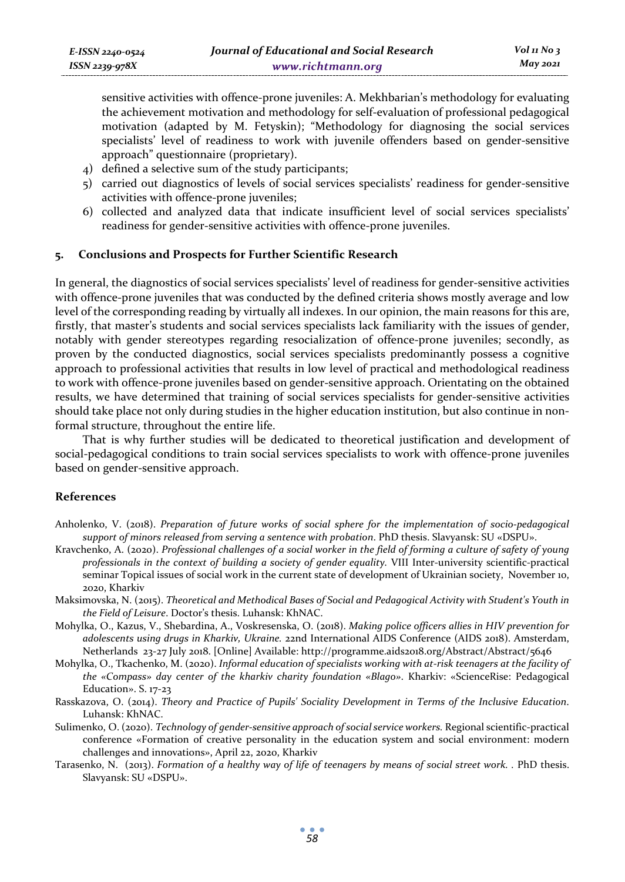sensitive activities with offence-prone juveniles: A. Mekhbarian's methodology for evaluating the achievement motivation and methodology for self-evaluation of professional pedagogical motivation (adapted by M. Fetyskin); "Methodology for diagnosing the social services specialists' level of readiness to work with juvenile offenders based on gender-sensitive approach" questionnaire (proprietary).

4) defined a selective sum of the study participants;
5) carried out diagnostics of levels of social services specialists' readiness for gender-sensitive activities with offence-prone juveniles;
6) collected and analyzed data that indicate insufficient level of social services specialists' readiness for gender-sensitive activities with offence-prone juveniles.

## 5. Conclusions and Prospects for Further Scientific Research

In general, the diagnostics of social services specialists' level of readiness for gender-sensitive activities with offence-prone juveniles that was conducted by the defined criteria shows mostly average and low level of the corresponding reading by virtually all indexes. In our opinion, the main reasons for this are, firstly, that master's students and social services specialists lack familiarity with the issues of gender, notably with gender stereotypes regarding resocialization of offence-prone juveniles; secondly, as proven by the conducted diagnostics, social services specialists predominantly possess a cognitive approach to professional activities that results in low level of practical and methodological readiness to work with offence-prone juveniles based on gender-sensitive approach. Orientating on the obtained results, we have determined that training of social services specialists for gender-sensitive activities should take place not only during studies in the higher education institution, but also continue in non-formal structure, throughout the entire life.

That is why further studies will be dedicated to theoretical justification and development of social-pedagogical conditions to train social services specialists to work with offence-prone juveniles based on gender-sensitive approach.

## References

Anholenko, V. (2018). *Preparation of future works of social sphere for the implementation of socio-pedagogical support of minors released from serving a sentence with probation*. PhD thesis. Slavyansk: SU «DSPU».

Kravchenko, A. (2020). *Professional challenges of a social worker in the field of forming a culture of safety of young professionals in the context of building a society of gender equality.* VIII Inter-university scientific-practical seminar Topical issues of social work in the current state of development of Ukrainian society, November 10, 2020, Kharkiv

Maksimovska, N. (2015). *Theoretical and Methodical Bases of Social and Pedagogical Activity with Student's Youth in the Field of Leisure*. Doctor's thesis. Luhansk: KhNAC.

Mohylka, O., Kazus, V., Shebardina, A., Voskresenska, O. (2018). *Making police officers allies in HIV prevention for adolescents using drugs in Kharkiv, Ukraine.* 22nd International AIDS Conference (AIDS 2018). Amsterdam, Netherlands 23-27 July 2018. [Online] Available: http://programme.aids2018.org/Abstract/Abstract/5646

Mohylka, O., Tkachenko, M. (2020). *Informal education of specialists working with at-risk teenagers at the facility of the «Compass» day center of the kharkiv charity foundation «Blago»*. Kharkiv: «ScienceRise: Pedagogical Education». S. 17-23

Rasskazova, O. (2014). *Theory and Practice of Pupils' Sociality Development in Terms of the Inclusive Education*. Luhansk: KhNAC.

Sulimenko, O. (2020). *Technology of gender-sensitive approach of social service workers.* Regional scientific-practical conference «Formation of creative personality in the education system and social environment: modern challenges and innovations», April 22, 2020, Kharkiv

Tarasenko, N. (2013). *Formation of a healthy way of life of teenagers by means of social street work.* . PhD thesis. Slavyansk: SU «DSPU».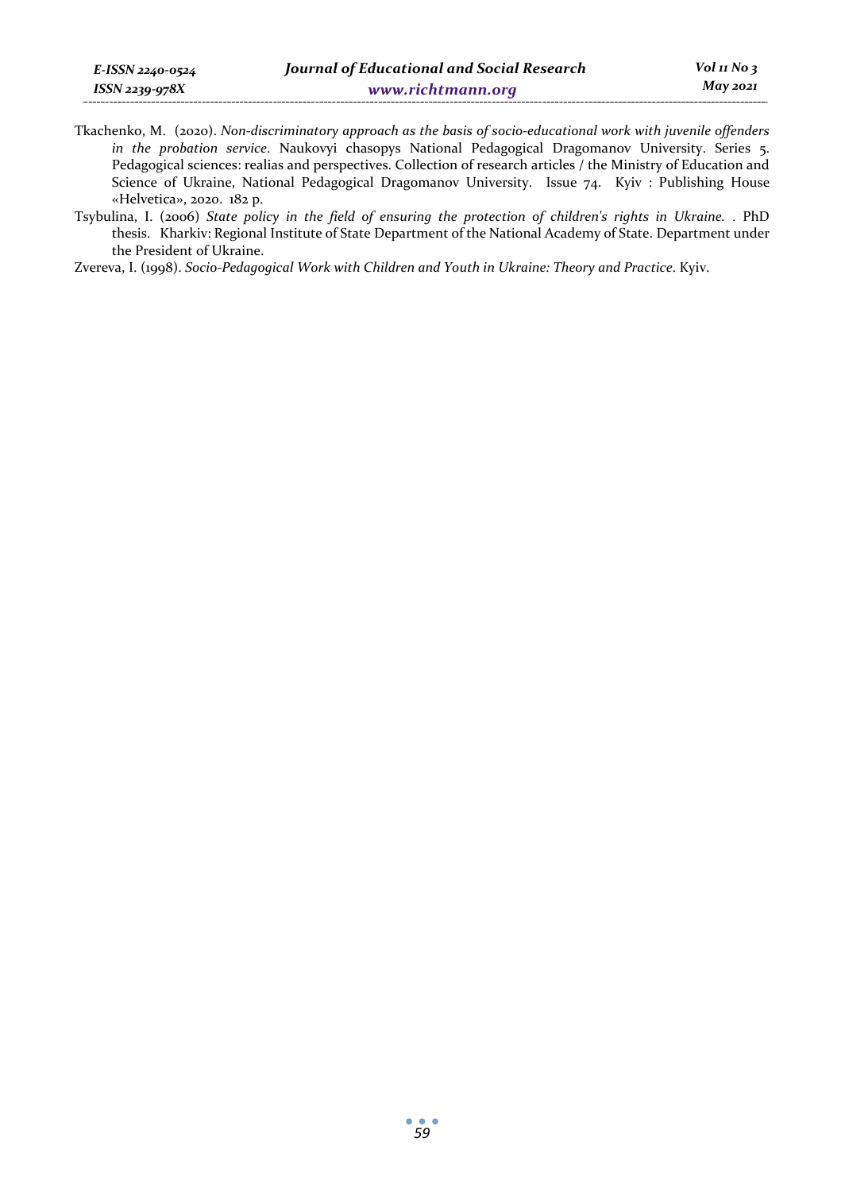Tkachenko, M. (2020). *Non-discriminatory approach as the basis of socio-educational work with juvenile offenders in the probation service*. Naukovyi chasopys National Pedagogical Dragomanov University. Series 5. Pedagogical sciences: realias and perspectives. Collection of research articles / the Ministry of Education and Science of Ukraine, National Pedagogical Dragomanov University. Issue 74. Kyiv : Publishing House «Helvetica», 2020. 182 p.

Tsybulina, I. (2006) *State policy in the field of ensuring the protection of children's rights in Ukraine.* . PhD thesis. Kharkiv: Regional Institute of State Department of the National Academy of State. Department under the President of Ukraine.

Zvereva, I. (1998). *Socio-Pedagogical Work with Children and Youth in Ukraine: Theory and Practice*. Kyiv.